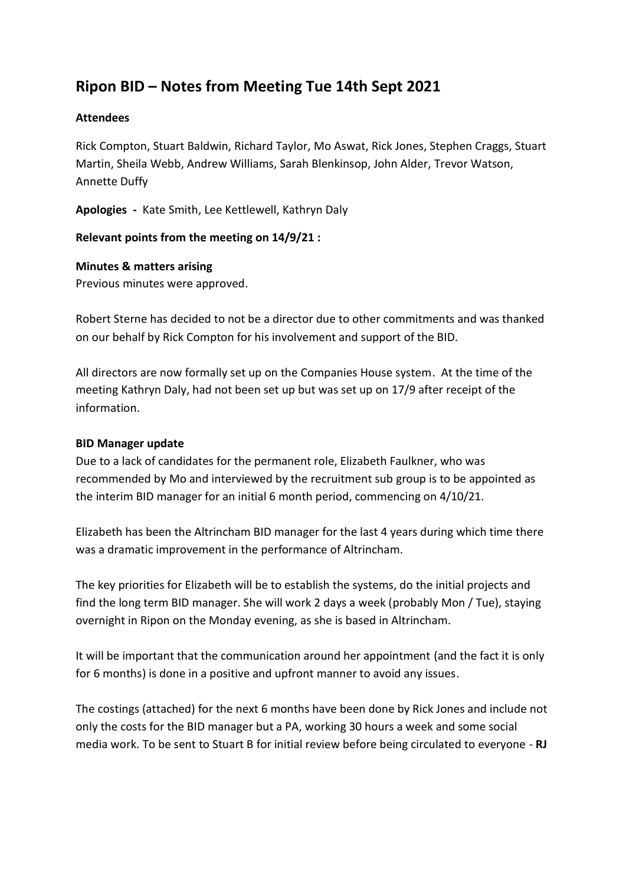# Ripon BID – Notes from Meeting Tue 14th Sept 2021

**Attendees**

Rick Compton, Stuart Baldwin, Richard Taylor, Mo Aswat, Rick Jones, Stephen Craggs, Stuart Martin, Sheila Webb, Andrew Williams, Sarah Blenkinsop, John Alder, Trevor Watson, Annette Duffy

**Apologies -** Kate Smith, Lee Kettlewell, Kathryn Daly

**Relevant points from the meeting on 14/9/21 :**

**Minutes & matters arising**

Previous minutes were approved.

Robert Sterne has decided to not be a director due to other commitments and was thanked on our behalf by Rick Compton for his involvement and support of the BID.

All directors are now formally set up on the Companies House system. At the time of the meeting Kathryn Daly, had not been set up but was set up on 17/9 after receipt of the information.

**BID Manager update**

Due to a lack of candidates for the permanent role, Elizabeth Faulkner, who was recommended by Mo and interviewed by the recruitment sub group is to be appointed as the interim BID manager for an initial 6 month period, commencing on 4/10/21.

Elizabeth has been the Altrincham BID manager for the last 4 years during which time there was a dramatic improvement in the performance of Altrincham.

The key priorities for Elizabeth will be to establish the systems, do the initial projects and find the long term BID manager. She will work 2 days a week (probably Mon / Tue), staying overnight in Ripon on the Monday evening, as she is based in Altrincham.

It will be important that the communication around her appointment (and the fact it is only for 6 months) is done in a positive and upfront manner to avoid any issues.

The costings (attached) for the next 6 months have been done by Rick Jones and include not only the costs for the BID manager but a PA, working 30 hours a week and some social media work. To be sent to Stuart B for initial review before being circulated to everyone - **RJ**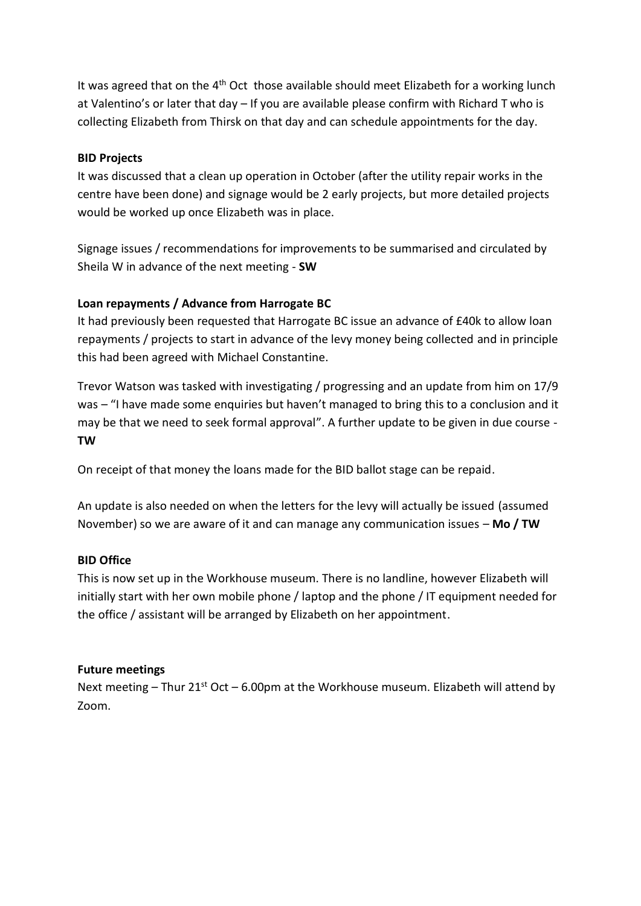It was agreed that on the 4th Oct those available should meet Elizabeth for a working lunch at Valentino's or later that day – If you are available please confirm with Richard T who is collecting Elizabeth from Thirsk on that day and can schedule appointments for the day.

**BID Projects**

It was discussed that a clean up operation in October (after the utility repair works in the centre have been done) and signage would be 2 early projects, but more detailed projects would be worked up once Elizabeth was in place.

Signage issues / recommendations for improvements to be summarised and circulated by Sheila W in advance of the next meeting - **SW**

**Loan repayments / Advance from Harrogate BC**

It had previously been requested that Harrogate BC issue an advance of £40k to allow loan repayments / projects to start in advance of the levy money being collected and in principle this had been agreed with Michael Constantine.

Trevor Watson was tasked with investigating / progressing and an update from him on 17/9 was – "I have made some enquiries but haven't managed to bring this to a conclusion and it may be that we need to seek formal approval". A further update to be given in due course - **TW**

On receipt of that money the loans made for the BID ballot stage can be repaid.

An update is also needed on when the letters for the levy will actually be issued (assumed November) so we are aware of it and can manage any communication issues – **Mo / TW**

**BID Office**

This is now set up in the Workhouse museum. There is no landline, however Elizabeth will initially start with her own mobile phone / laptop and the phone / IT equipment needed for the office / assistant will be arranged by Elizabeth on her appointment.

**Future meetings**

Next meeting – Thur 21st Oct – 6.00pm at the Workhouse museum. Elizabeth will attend by Zoom.